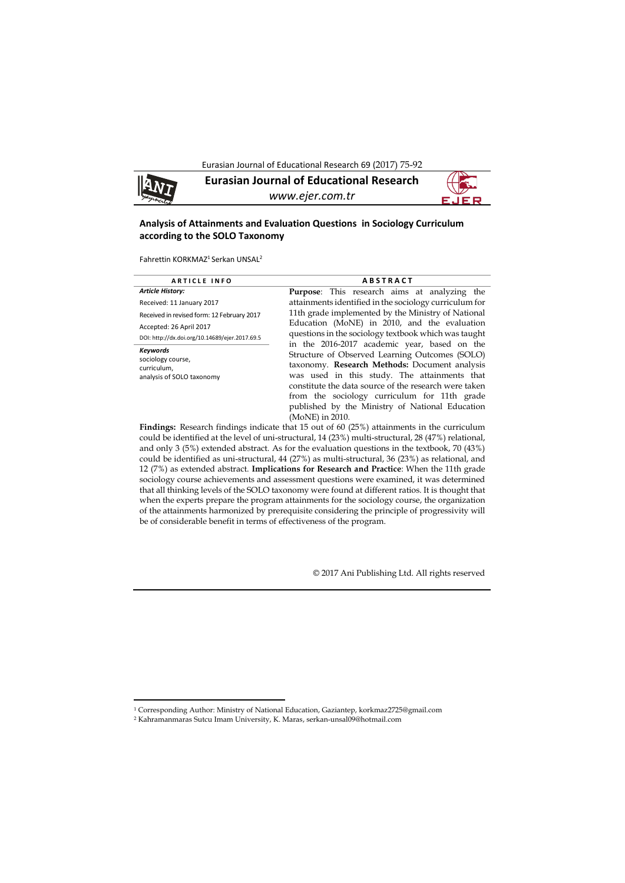# Eurasian Journal of Educational Research

*www.ejer.com.tr*

## Analysis of Attainments and Evaluation Questions in Sociology Curriculum according to the SOLO Taxonomy

Fahrettin KORKMAZ[1] Serkan UNSAL[2]

**ARTICLE INFO**

***Article History:***

Received: 11 January 2017

Received in revised form: 12 February 2017

Accepted: 26 April 2017

DOI: http://dx.doi.org/10.14689/ejer.2017.69.5

***Keywords***

sociology course,
curriculum,
analysis of SOLO taxonomy

**ABSTRACT**

**Purpose**: This research aims at analyzing the attainments identified in the sociology curriculum for 11th grade implemented by the Ministry of National Education (MoNE) in 2010, and the evaluation questions in the sociology textbook which was taught in the 2016-2017 academic year, based on the Structure of Observed Learning Outcomes (SOLO) taxonomy. **Research Methods:** Document analysis was used in this study. The attainments that constitute the data source of the research were taken from the sociology curriculum for 11th grade published by the Ministry of National Education (MoNE) in 2010.

**Findings:** Research findings indicate that 15 out of 60 (25%) attainments in the curriculum could be identified at the level of uni-structural, 14 (23%) multi-structural, 28 (47%) relational, and only 3 (5%) extended abstract. As for the evaluation questions in the textbook, 70 (43%) could be identified as uni-structural, 44 (27%) as multi-structural, 36 (23%) as relational, and 12 (7%) as extended abstract. **Implications for Research and Practice**: When the 11th grade sociology course achievements and assessment questions were examined, it was determined that all thinking levels of the SOLO taxonomy were found at different ratios. It is thought that when the experts prepare the program attainments for the sociology course, the organization of the attainments harmonized by prerequisite considering the principle of progressivity will be of considerable benefit in terms of effectiveness of the program.

© 2017 Ani Publishing Ltd. All rights reserved

---

[1] Corresponding Author: Ministry of National Education, Gaziantep, korkmaz2725@gmail.com

[2] Kahramanmaras Sutcu Imam University, K. Maras, serkan-unsal09@hotmail.com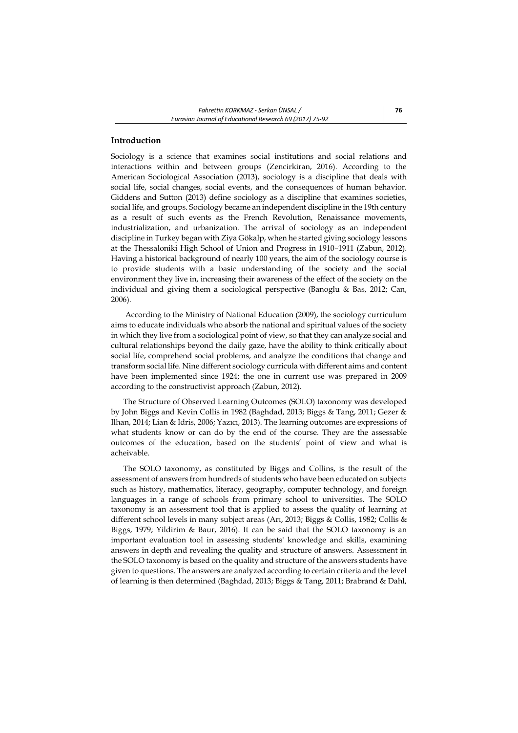## Introduction

Sociology is a science that examines social institutions and social relations and interactions within and between groups (Zencirkiran, 2016). According to the American Sociological Association (2013), sociology is a discipline that deals with social life, social changes, social events, and the consequences of human behavior. Giddens and Sutton (2013) define sociology as a discipline that examines societies, social life, and groups. Sociology became an independent discipline in the 19th century as a result of such events as the French Revolution, Renaissance movements, industrialization, and urbanization. The arrival of sociology as an independent discipline in Turkey began with Ziya Gökalp, when he started giving sociology lessons at the Thessaloniki High School of Union and Progress in 1910–1911 (Zabun, 2012). Having a historical background of nearly 100 years, the aim of the sociology course is to provide students with a basic understanding of the society and the social environment they live in, increasing their awareness of the effect of the society on the individual and giving them a sociological perspective (Banoglu & Bas, 2012; Can, 2006).

According to the Ministry of National Education (2009), the sociology curriculum aims to educate individuals who absorb the national and spiritual values of the society in which they live from a sociological point of view, so that they can analyze social and cultural relationships beyond the daily gaze, have the ability to think critically about social life, comprehend social problems, and analyze the conditions that change and transform social life. Nine different sociology curricula with different aims and content have been implemented since 1924; the one in current use was prepared in 2009 according to the constructivist approach (Zabun, 2012).

The Structure of Observed Learning Outcomes (SOLO) taxonomy was developed by John Biggs and Kevin Collis in 1982 (Baghdad, 2013; Biggs & Tang, 2011; Gezer & Ilhan, 2014; Lian & Idris, 2006; Yazıcı, 2013). The learning outcomes are expressions of what students know or can do by the end of the course. They are the assessable outcomes of the education, based on the students' point of view and what is acheivable.

The SOLO taxonomy, as constituted by Biggs and Collins, is the result of the assessment of answers from hundreds of students who have been educated on subjects such as history, mathematics, literacy, geography, computer technology, and foreign languages in a range of schools from primary school to universities. The SOLO taxonomy is an assessment tool that is applied to assess the quality of learning at different school levels in many subject areas (Arı, 2013; Biggs & Collis, 1982; Collis & Biggs, 1979; Yildirim & Baur, 2016). It can be said that the SOLO taxonomy is an important evaluation tool in assessing students' knowledge and skills, examining answers in depth and revealing the quality and structure of answers. Assessment in the SOLO taxonomy is based on the quality and structure of the answers students have given to questions. The answers are analyzed according to certain criteria and the level of learning is then determined (Baghdad, 2013; Biggs & Tang, 2011; Brabrand & Dahl,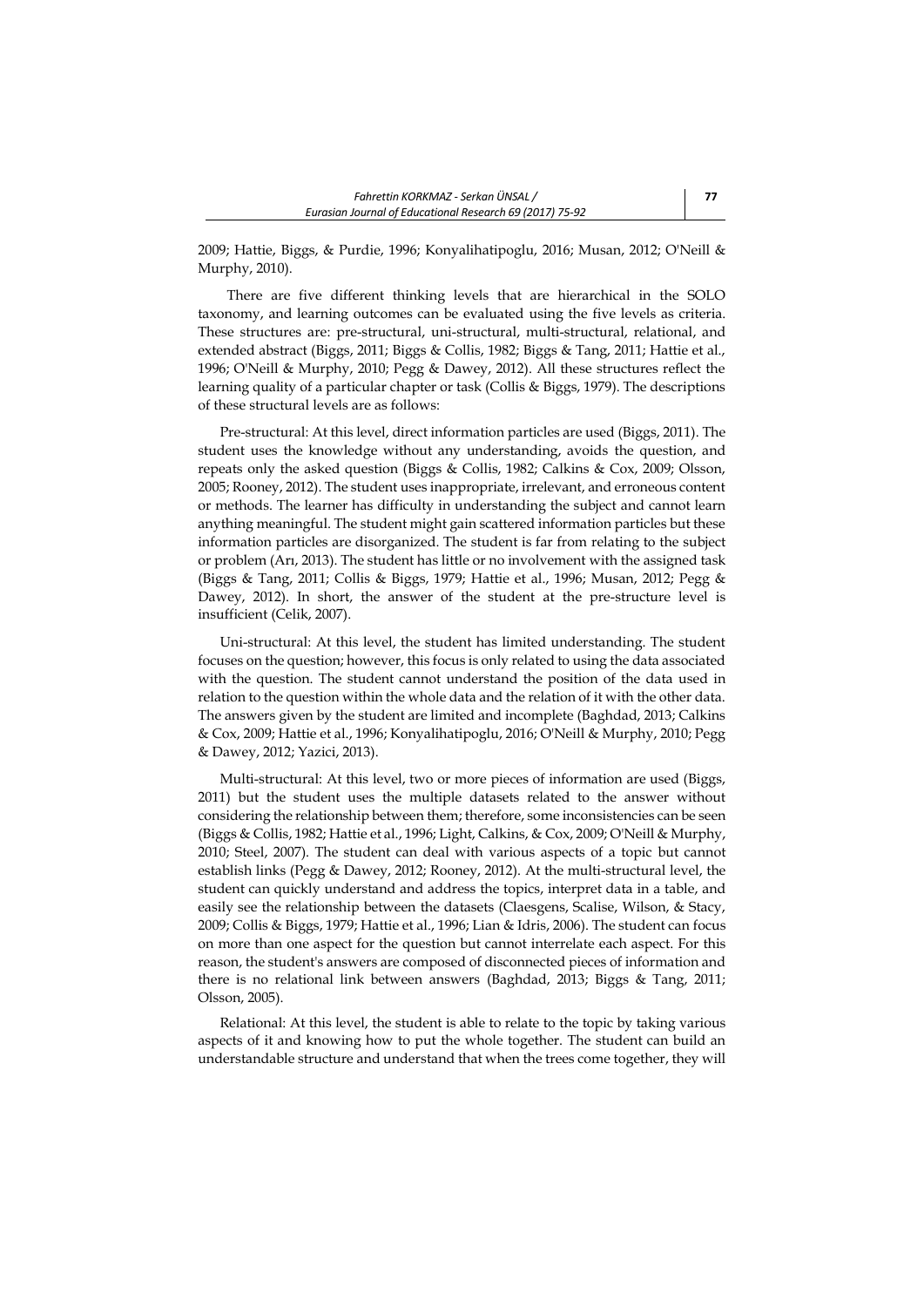2009; Hattie, Biggs, & Purdie, 1996; Konyalihatipoglu, 2016; Musan, 2012; O'Neill & Murphy, 2010).

There are five different thinking levels that are hierarchical in the SOLO taxonomy, and learning outcomes can be evaluated using the five levels as criteria. These structures are: pre-structural, uni-structural, multi-structural, relational, and extended abstract (Biggs, 2011; Biggs & Collis, 1982; Biggs & Tang, 2011; Hattie et al., 1996; O'Neill & Murphy, 2010; Pegg & Dawey, 2012). All these structures reflect the learning quality of a particular chapter or task (Collis & Biggs, 1979). The descriptions of these structural levels are as follows:

Pre-structural: At this level, direct information particles are used (Biggs, 2011). The student uses the knowledge without any understanding, avoids the question, and repeats only the asked question (Biggs & Collis, 1982; Calkins & Cox, 2009; Olsson, 2005; Rooney, 2012). The student uses inappropriate, irrelevant, and erroneous content or methods. The learner has difficulty in understanding the subject and cannot learn anything meaningful. The student might gain scattered information particles but these information particles are disorganized. The student is far from relating to the subject or problem (Arı, 2013). The student has little or no involvement with the assigned task (Biggs & Tang, 2011; Collis & Biggs, 1979; Hattie et al., 1996; Musan, 2012; Pegg & Dawey, 2012). In short, the answer of the student at the pre-structure level is insufficient (Celik, 2007).

Uni-structural: At this level, the student has limited understanding. The student focuses on the question; however, this focus is only related to using the data associated with the question. The student cannot understand the position of the data used in relation to the question within the whole data and the relation of it with the other data. The answers given by the student are limited and incomplete (Baghdad, 2013; Calkins & Cox, 2009; Hattie et al., 1996; Konyalihatipoglu, 2016; O'Neill & Murphy, 2010; Pegg & Dawey, 2012; Yazici, 2013).

Multi-structural: At this level, two or more pieces of information are used (Biggs, 2011) but the student uses the multiple datasets related to the answer without considering the relationship between them; therefore, some inconsistencies can be seen (Biggs & Collis, 1982; Hattie et al., 1996; Light, Calkins, & Cox, 2009; O'Neill & Murphy, 2010; Steel, 2007). The student can deal with various aspects of a topic but cannot establish links (Pegg & Dawey, 2012; Rooney, 2012). At the multi-structural level, the student can quickly understand and address the topics, interpret data in a table, and easily see the relationship between the datasets (Claesgens, Scalise, Wilson, & Stacy, 2009; Collis & Biggs, 1979; Hattie et al., 1996; Lian & Idris, 2006). The student can focus on more than one aspect for the question but cannot interrelate each aspect. For this reason, the student's answers are composed of disconnected pieces of information and there is no relational link between answers (Baghdad, 2013; Biggs & Tang, 2011; Olsson, 2005).

Relational: At this level, the student is able to relate to the topic by taking various aspects of it and knowing how to put the whole together. The student can build an understandable structure and understand that when the trees come together, they will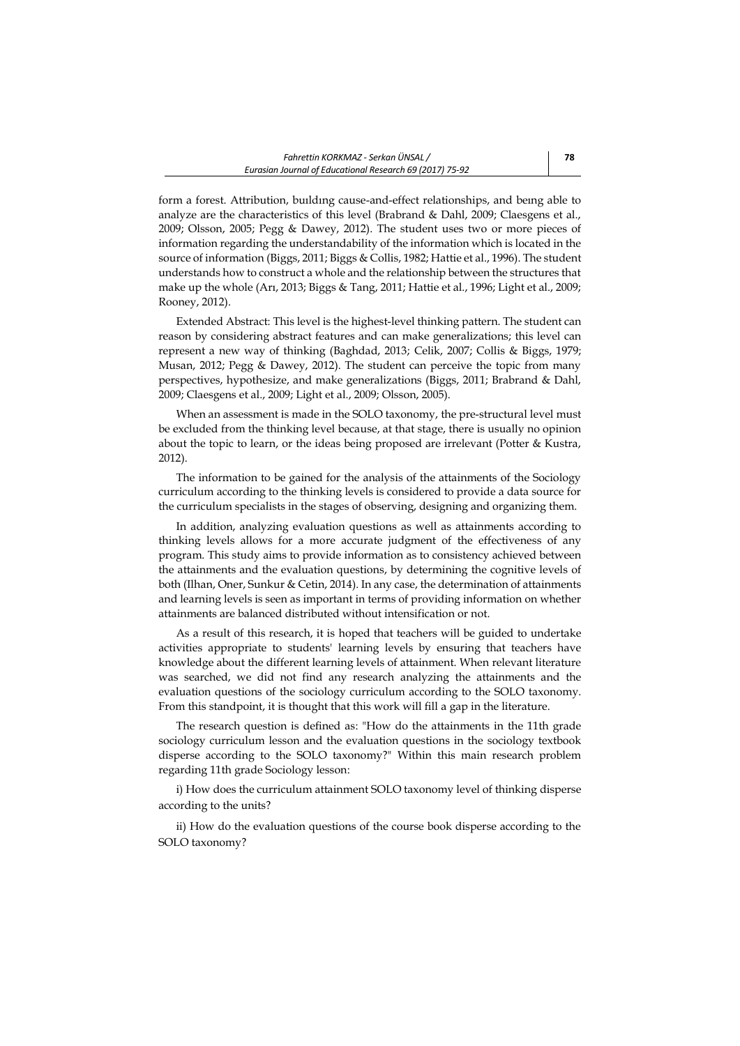form a forest. Attribution, buıldıng cause-and-effect relationships, and beıng able to analyze are the characteristics of this level (Brabrand & Dahl, 2009; Claesgens et al., 2009; Olsson, 2005; Pegg & Dawey, 2012). The student uses two or more pieces of information regarding the understandability of the information which is located in the source of information (Biggs, 2011; Biggs & Collis, 1982; Hattie et al., 1996). The student understands how to construct a whole and the relationship between the structures that make up the whole (Arı, 2013; Biggs & Tang, 2011; Hattie et al., 1996; Light et al., 2009; Rooney, 2012).

Extended Abstract: This level is the highest-level thinking pattern. The student can reason by considering abstract features and can make generalizations; this level can represent a new way of thinking (Baghdad, 2013; Celik, 2007; Collis & Biggs, 1979; Musan, 2012; Pegg & Dawey, 2012). The student can perceive the topic from many perspectives, hypothesize, and make generalizations (Biggs, 2011; Brabrand & Dahl, 2009; Claesgens et al., 2009; Light et al., 2009; Olsson, 2005).

When an assessment is made in the SOLO taxonomy, the pre-structural level must be excluded from the thinking level because, at that stage, there is usually no opinion about the topic to learn, or the ideas being proposed are irrelevant (Potter & Kustra, 2012).

The information to be gained for the analysis of the attainments of the Sociology curriculum according to the thinking levels is considered to provide a data source for the curriculum specialists in the stages of observing, designing and organizing them.

In addition, analyzing evaluation questions as well as attainments according to thinking levels allows for a more accurate judgment of the effectiveness of any program. This study aims to provide information as to consistency achieved between the attainments and the evaluation questions, by determining the cognitive levels of both (Ilhan, Oner, Sunkur & Cetin, 2014). In any case, the determination of attainments and learning levels is seen as important in terms of providing information on whether attainments are balanced distributed without intensification or not.

As a result of this research, it is hoped that teachers will be guided to undertake activities appropriate to students' learning levels by ensuring that teachers have knowledge about the different learning levels of attainment. When relevant literature was searched, we did not find any research analyzing the attainments and the evaluation questions of the sociology curriculum according to the SOLO taxonomy. From this standpoint, it is thought that this work will fill a gap in the literature.

The research question is defined as: "How do the attainments in the 11th grade sociology curriculum lesson and the evaluation questions in the sociology textbook disperse according to the SOLO taxonomy?" Within this main research problem regarding 11th grade Sociology lesson:

i) How does the curriculum attainment SOLO taxonomy level of thinking disperse according to the units?

ii) How do the evaluation questions of the course book disperse according to the SOLO taxonomy?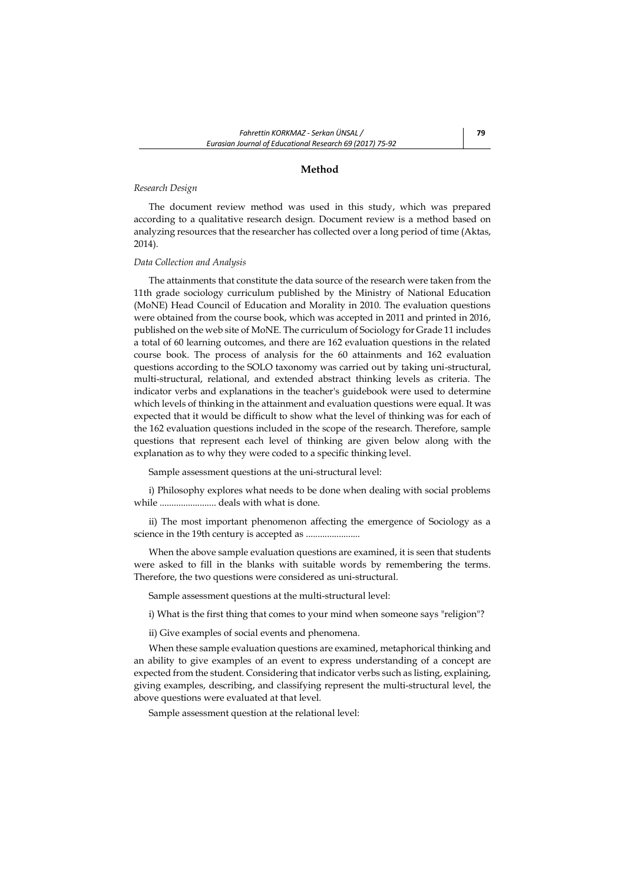## Method

*Research Design*

The document review method was used in this study, which was prepared according to a qualitative research design. Document review is a method based on analyzing resources that the researcher has collected over a long period of time (Aktas, 2014).

*Data Collection and Analysis*

The attainments that constitute the data source of the research were taken from the 11th grade sociology curriculum published by the Ministry of National Education (MoNE) Head Council of Education and Morality in 2010. The evaluation questions were obtained from the course book, which was accepted in 2011 and printed in 2016, published on the web site of MoNE. The curriculum of Sociology for Grade 11 includes a total of 60 learning outcomes, and there are 162 evaluation questions in the related course book. The process of analysis for the 60 attainments and 162 evaluation questions according to the SOLO taxonomy was carried out by taking uni-structural, multi-structural, relational, and extended abstract thinking levels as criteria. The indicator verbs and explanations in the teacher's guidebook were used to determine which levels of thinking in the attainment and evaluation questions were equal. It was expected that it would be difficult to show what the level of thinking was for each of the 162 evaluation questions included in the scope of the research. Therefore, sample questions that represent each level of thinking are given below along with the explanation as to why they were coded to a specific thinking level.

Sample assessment questions at the uni-structural level:

i) Philosophy explores what needs to be done when dealing with social problems while ........................ deals with what is done.

ii) The most important phenomenon affecting the emergence of Sociology as a science in the 19th century is accepted as .......................

When the above sample evaluation questions are examined, it is seen that students were asked to fill in the blanks with suitable words by remembering the terms. Therefore, the two questions were considered as uni-structural.

Sample assessment questions at the multi-structural level:

i) What is the first thing that comes to your mind when someone says "religion"?

ii) Give examples of social events and phenomena.

When these sample evaluation questions are examined, metaphorical thinking and an ability to give examples of an event to express understanding of a concept are expected from the student. Considering that indicator verbs such as listing, explaining, giving examples, describing, and classifying represent the multi-structural level, the above questions were evaluated at that level.

Sample assessment question at the relational level: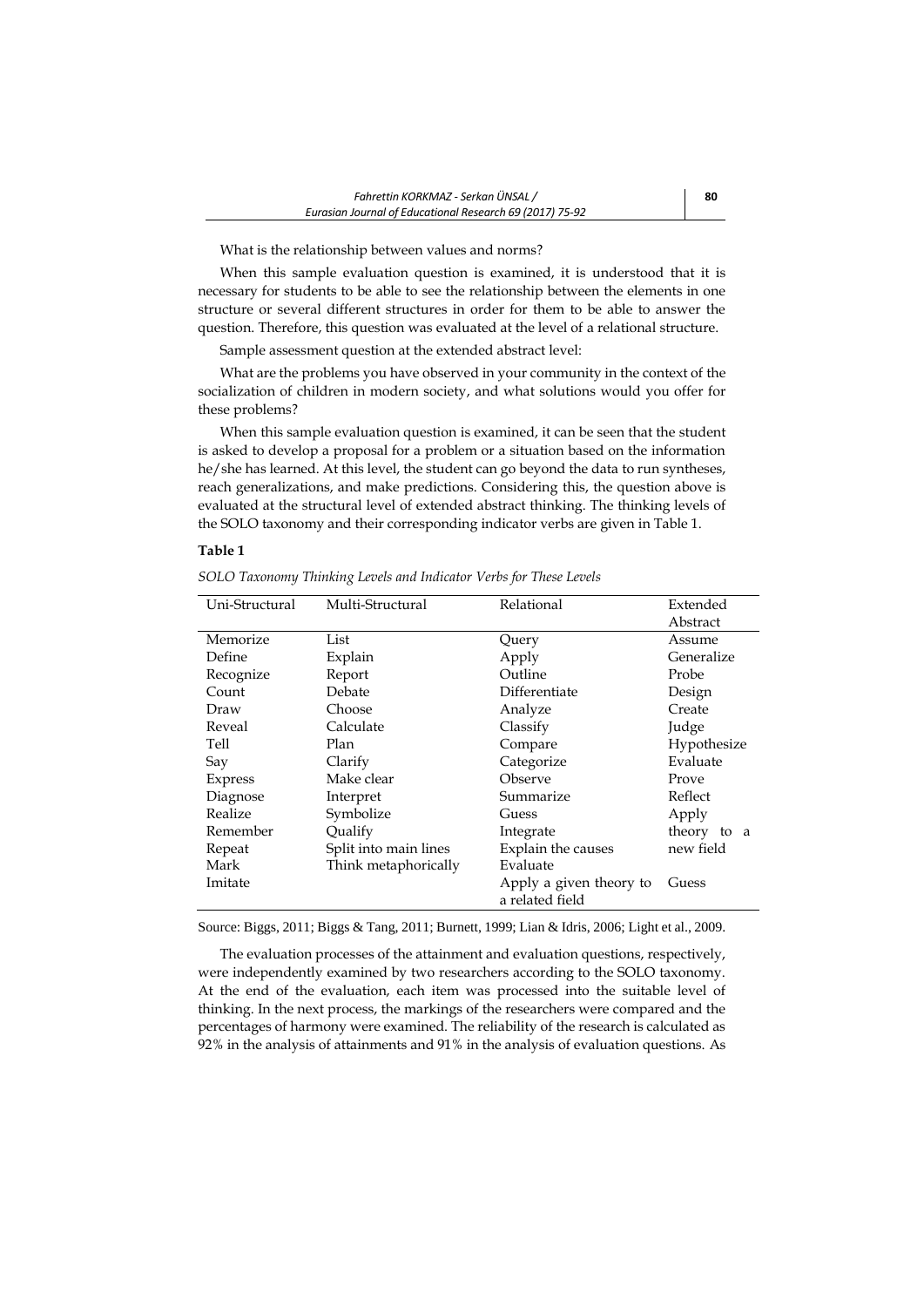What is the relationship between values and norms?

When this sample evaluation question is examined, it is understood that it is necessary for students to be able to see the relationship between the elements in one structure or several different structures in order for them to be able to answer the question. Therefore, this question was evaluated at the level of a relational structure.

Sample assessment question at the extended abstract level:

What are the problems you have observed in your community in the context of the socialization of children in modern society, and what solutions would you offer for these problems?

When this sample evaluation question is examined, it can be seen that the student is asked to develop a proposal for a problem or a situation based on the information he/she has learned. At this level, the student can go beyond the data to run syntheses, reach generalizations, and make predictions. Considering this, the question above is evaluated at the structural level of extended abstract thinking. The thinking levels of the SOLO taxonomy and their corresponding indicator verbs are given in Table 1.

**Table 1**

*SOLO Taxonomy Thinking Levels and Indicator Verbs for These Levels*

| Uni-Structural | Multi-Structural | Relational | Extended Abstract |
|---|---|---|---|
| Memorize | List | Query | Assume |
| Define | Explain | Apply | Generalize |
| Recognize | Report | Outline | Probe |
| Count | Debate | Differentiate | Design |
| Draw | Choose | Analyze | Create |
| Reveal | Calculate | Classify | Judge |
| Tell | Plan | Compare | Hypothesize |
| Say | Clarify | Categorize | Evaluate |
| Express | Make clear | Observe | Prove |
| Diagnose | Interpret | Summarize | Reflect |
| Realize | Symbolize | Guess | Apply theory to a new field |
| Remember | Qualify | Integrate | |
| Repeat | Split into main lines | Explain the causes | |
| Mark | Think metaphorically | Evaluate | |
| Imitate | | Apply a given theory to a related field | Guess |

Source: Biggs, 2011; Biggs & Tang, 2011; Burnett, 1999; Lian & Idris, 2006; Light et al., 2009.

The evaluation processes of the attainment and evaluation questions, respectively, were independently examined by two researchers according to the SOLO taxonomy. At the end of the evaluation, each item was processed into the suitable level of thinking. In the next process, the markings of the researchers were compared and the percentages of harmony were examined. The reliability of the research is calculated as 92% in the analysis of attainments and 91% in the analysis of evaluation questions. As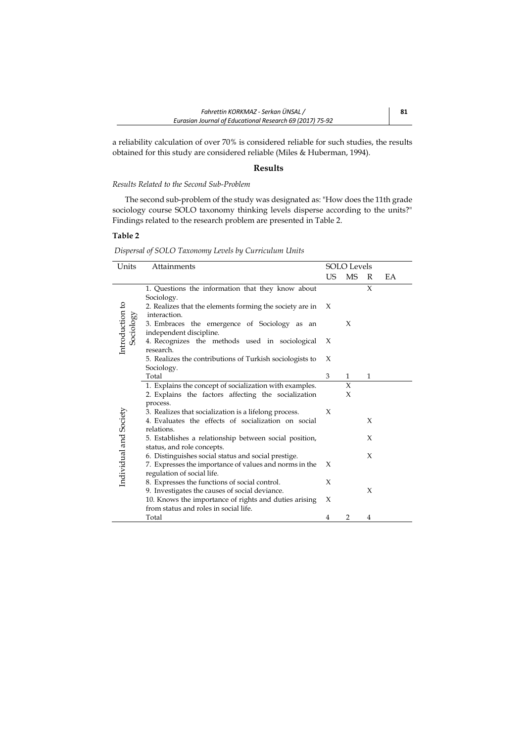a reliability calculation of over 70% is considered reliable for such studies, the results obtained for this study are considered reliable (Miles & Huberman, 1994).

## Results

*Results Related to the Second Sub-Problem*

The second sub-problem of the study was designated as: "How does the 11th grade sociology course SOLO taxonomy thinking levels disperse according to the units?" Findings related to the research problem are presented in Table 2.

**Table 2**

*Dispersal of SOLO Taxonomy Levels by Curriculum Units*

| Units | Attainments | SOLO Levels | | | |
|---|---|---|---|---|---|
| | | US | MS | R | EA |
| Introduction to Sociology | 1. Questions the information that they know about Sociology. | | | X | |
| | 2. Realizes that the elements forming the society are in interaction. | X | | | |
| | 3. Embraces the emergence of Sociology as an independent discipline. | | X | | |
| | 4. Recognizes the methods used in sociological research. | X | | | |
| | 5. Realizes the contributions of Turkish sociologists to Sociology. | X | | | |
| | Total | 3 | 1 | 1 | |
| Individual and Society | 1. Explains the concept of socialization with examples. | | X | | |
| | 2. Explains the factors affecting the socialization process. | | X | | |
| | 3. Realizes that socialization is a lifelong process. | X | | | |
| | 4. Evaluates the effects of socialization on social relations. | | | X | |
| | 5. Establishes a relationship between social position, status, and role concepts. | | | X | |
| | 6. Distinguishes social status and social prestige. | | | X | |
| | 7. Expresses the importance of values and norms in the regulation of social life. | X | | | |
| | 8. Expresses the functions of social control. | X | | | |
| | 9. Investigates the causes of social deviance. | | | X | |
| | 10. Knows the importance of rights and duties arising from status and roles in social life. | X | | | |
| | Total | 4 | 2 | 4 | |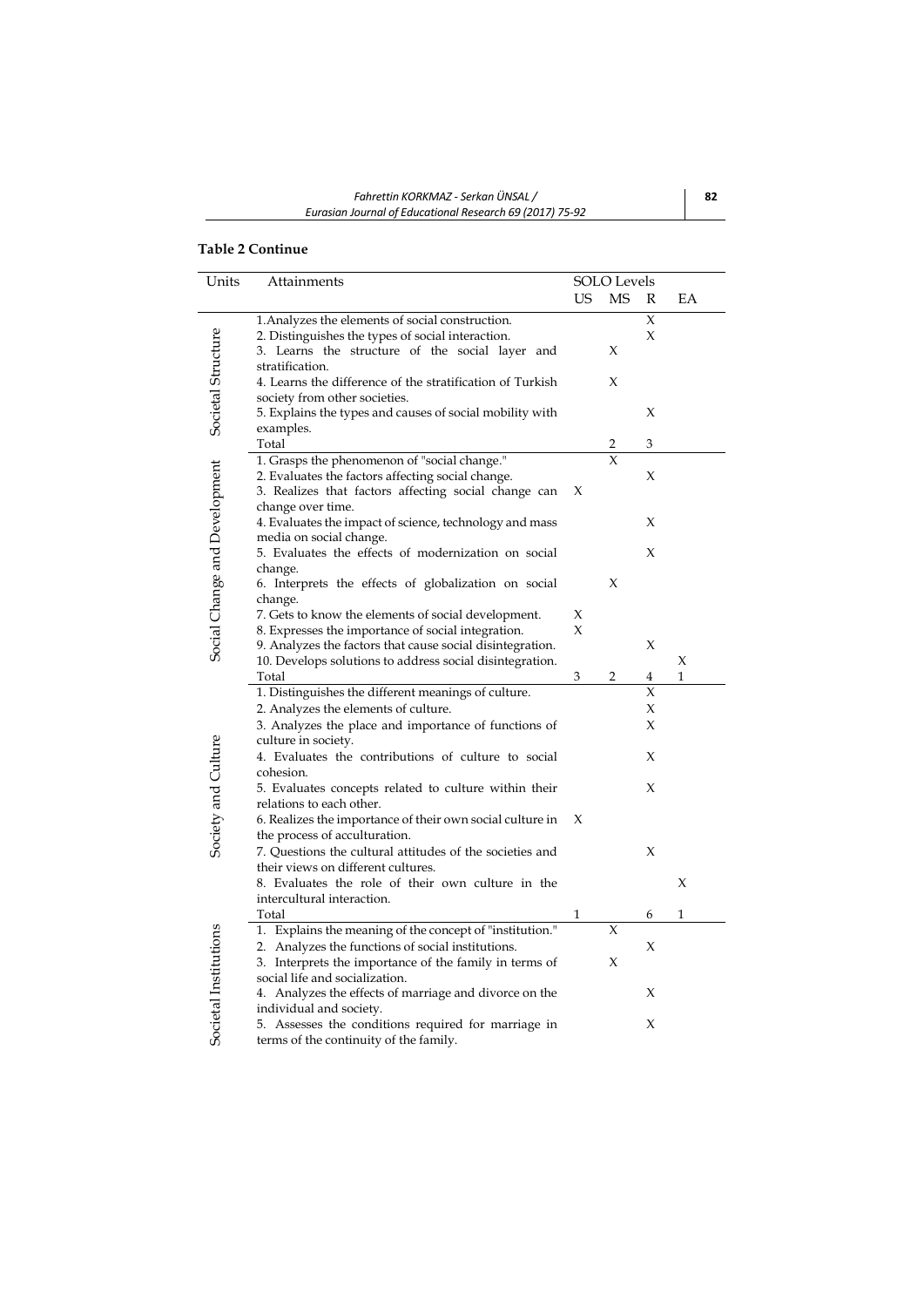**Table 2 Continue**

| Units | Attainments | SOLO Levels | | | |
|---|---|---|---|---|---|
| | | US | MS | R | EA |
| Societal Structure | 1. Analyzes the elements of social construction. | | | X | |
| | 2. Distinguishes the types of social interaction. | | | X | |
| | 3. Learns the structure of the social layer and stratification. | | X | | |
| | 4. Learns the difference of the stratification of Turkish society from other societies. | | X | | |
| | 5. Explains the types and causes of social mobility with examples. | | | X | |
| | Total | | 2 | 3 | |
| Social Change and Development | 1. Grasps the phenomenon of "social change." | | X | | |
| | 2. Evaluates the factors affecting social change. | | | X | |
| | 3. Realizes that factors affecting social change can change over time. | X | | | |
| | 4. Evaluates the impact of science, technology and mass media on social change. | | | X | |
| | 5. Evaluates the effects of modernization on social change. | | | X | |
| | 6. Interprets the effects of globalization on social change. | | X | | |
| | 7. Gets to know the elements of social development. | X | | | |
| | 8. Expresses the importance of social integration. | X | | | |
| | 9. Analyzes the factors that cause social disintegration. | | | X | |
| | 10. Develops solutions to address social disintegration. | | | | X |
| | Total | 3 | 2 | 4 | 1 |
| Society and Culture | 1. Distinguishes the different meanings of culture. | | | X | |
| | 2. Analyzes the elements of culture. | | | X | |
| | 3. Analyzes the place and importance of functions of culture in society. | | | X | |
| | 4. Evaluates the contributions of culture to social cohesion. | | | X | |
| | 5. Evaluates concepts related to culture within their relations to each other. | | | X | |
| | 6. Realizes the importance of their own social culture in the process of acculturation. | X | | | |
| | 7. Questions the cultural attitudes of the societies and their views on different cultures. | | | X | |
| | 8. Evaluates the role of their own culture in the intercultural interaction. | | | | X |
| | Total | 1 | | 6 | 1 |
| Societal Institutions | 1. Explains the meaning of the concept of "institution." | | X | | |
| | 2. Analyzes the functions of social institutions. | | | X | |
| | 3. Interprets the importance of the family in terms of social life and socialization. | | X | | |
| | 4. Analyzes the effects of marriage and divorce on the individual and society. | | | X | |
| | 5. Assesses the conditions required for marriage in terms of the continuity of the family. | | | X | |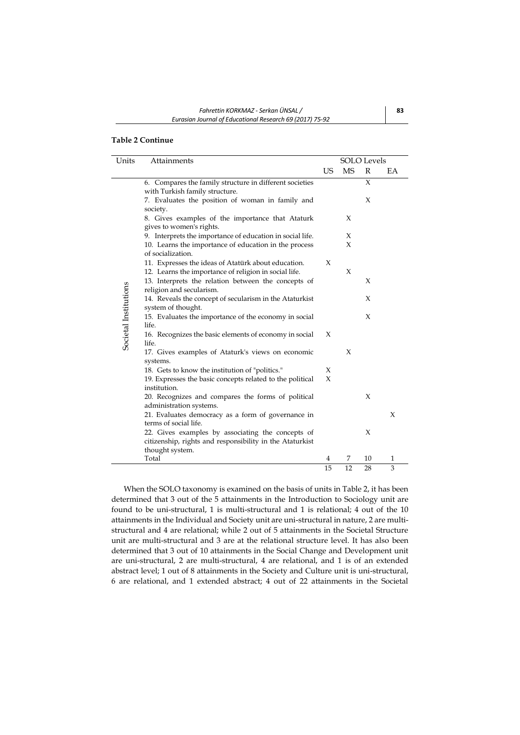**Table 2 Continue**

| Units | Attainments | SOLO Levels | | | |
|---|---|---|---|---|---|
| | | US | MS | R | EA |
| Societal Institutions | 6. Compares the family structure in different societies with Turkish family structure. | | | X | |
| | 7. Evaluates the position of woman in family and society. | | | X | |
| | 8. Gives examples of the importance that Ataturk gives to women's rights. | | X | | |
| | 9. Interprets the importance of education in social life. | | X | | |
| | 10. Learns the importance of education in the process of socialization. | | X | | |
| | 11. Expresses the ideas of Atatürk about education. | X | | | |
| | 12. Learns the importance of religion in social life. | | X | | |
| | 13. Interprets the relation between the concepts of religion and secularism. | | | X | |
| | 14. Reveals the concept of secularism in the Ataturkist system of thought. | | | X | |
| | 15. Evaluates the importance of the economy in social life. | | | X | |
| | 16. Recognizes the basic elements of economy in social life. | X | | | |
| | 17. Gives examples of Ataturk's views on economic systems. | | X | | |
| | 18. Gets to know the institution of "politics." | X | | | |
| | 19. Expresses the basic concepts related to the political institution. | X | | | |
| | 20. Recognizes and compares the forms of political administration systems. | | | X | |
| | 21. Evaluates democracy as a form of governance in terms of social life. | | | | X |
| | 22. Gives examples by associating the concepts of citizenship, rights and responsibility in the Ataturkist thought system. | | | X | |
| | Total | 4 | 7 | 10 | 1 |
| | | 15 | 12 | 28 | 3 |

When the SOLO taxonomy is examined on the basis of units in Table 2, it has been determined that 3 out of the 5 attainments in the Introduction to Sociology unit are found to be uni-structural, 1 is multi-structural and 1 is relational; 4 out of the 10 attainments in the Individual and Society unit are uni-structural in nature, 2 are multi-structural and 4 are relational; while 2 out of 5 attainments in the Societal Structure unit are multi-structural and 3 are at the relational structure level. It has also been determined that 3 out of 10 attainments in the Social Change and Development unit are uni-structural, 2 are multi-structural, 4 are relational, and 1 is of an extended abstract level; 1 out of 8 attainments in the Society and Culture unit is uni-structural, 6 are relational, and 1 extended abstract; 4 out of 22 attainments in the Societal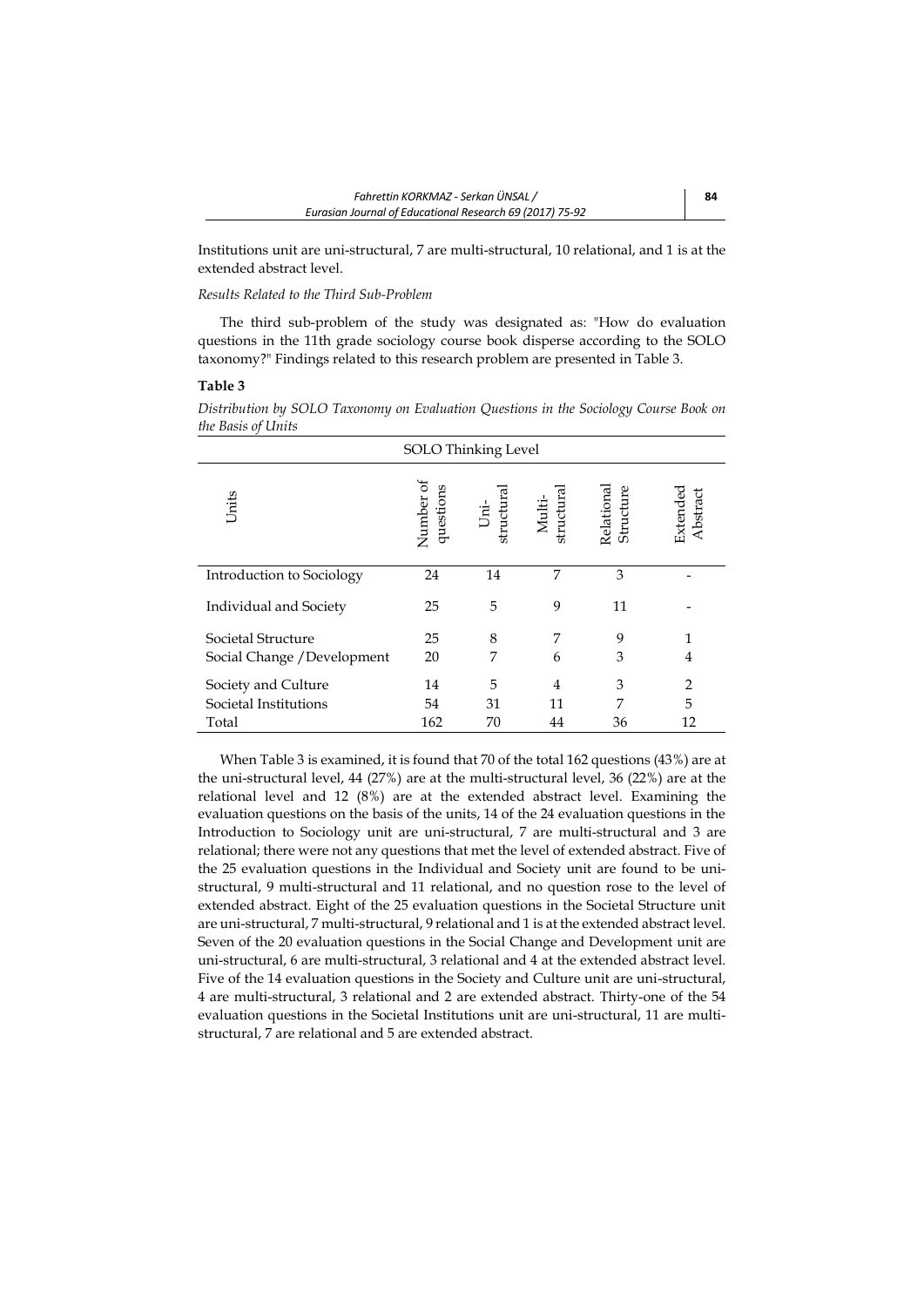Institutions unit are uni-structural, 7 are multi-structural, 10 relational, and 1 is at the extended abstract level.

*Results Related to the Third Sub-Problem*

The third sub-problem of the study was designated as: "How do evaluation questions in the 11th grade sociology course book disperse according to the SOLO taxonomy?" Findings related to this research problem are presented in Table 3.

**Table 3**

*Distribution by SOLO Taxonomy on Evaluation Questions in the Sociology Course Book on the Basis of Units*

| SOLO Thinking Level | | | | | |
|---|---|---|---|---|---|
| Units | Number of questions | Uni-structural | Multi-structural | Relational Structure | Extended Abstract |
| Introduction to Sociology | 24 | 14 | 7 | 3 | - |
| Individual and Society | 25 | 5 | 9 | 11 | - |
| Societal Structure | 25 | 8 | 7 | 9 | 1 |
| Social Change /Development | 20 | 7 | 6 | 3 | 4 |
| Society and Culture | 14 | 5 | 4 | 3 | 2 |
| Societal Institutions | 54 | 31 | 11 | 7 | 5 |
| Total | 162 | 70 | 44 | 36 | 12 |

When Table 3 is examined, it is found that 70 of the total 162 questions (43%) are at the uni-structural level, 44 (27%) are at the multi-structural level, 36 (22%) are at the relational level and 12 (8%) are at the extended abstract level. Examining the evaluation questions on the basis of the units, 14 of the 24 evaluation questions in the Introduction to Sociology unit are uni-structural, 7 are multi-structural and 3 are relational; there were not any questions that met the level of extended abstract. Five of the 25 evaluation questions in the Individual and Society unit are found to be uni-structural, 9 multi-structural and 11 relational, and no question rose to the level of extended abstract. Eight of the 25 evaluation questions in the Societal Structure unit are uni-structural, 7 multi-structural, 9 relational and 1 is at the extended abstract level. Seven of the 20 evaluation questions in the Social Change and Development unit are uni-structural, 6 are multi-structural, 3 relational and 4 at the extended abstract level. Five of the 14 evaluation questions in the Society and Culture unit are uni-structural, 4 are multi-structural, 3 relational and 2 are extended abstract. Thirty-one of the 54 evaluation questions in the Societal Institutions unit are uni-structural, 11 are multi-structural, 7 are relational and 5 are extended abstract.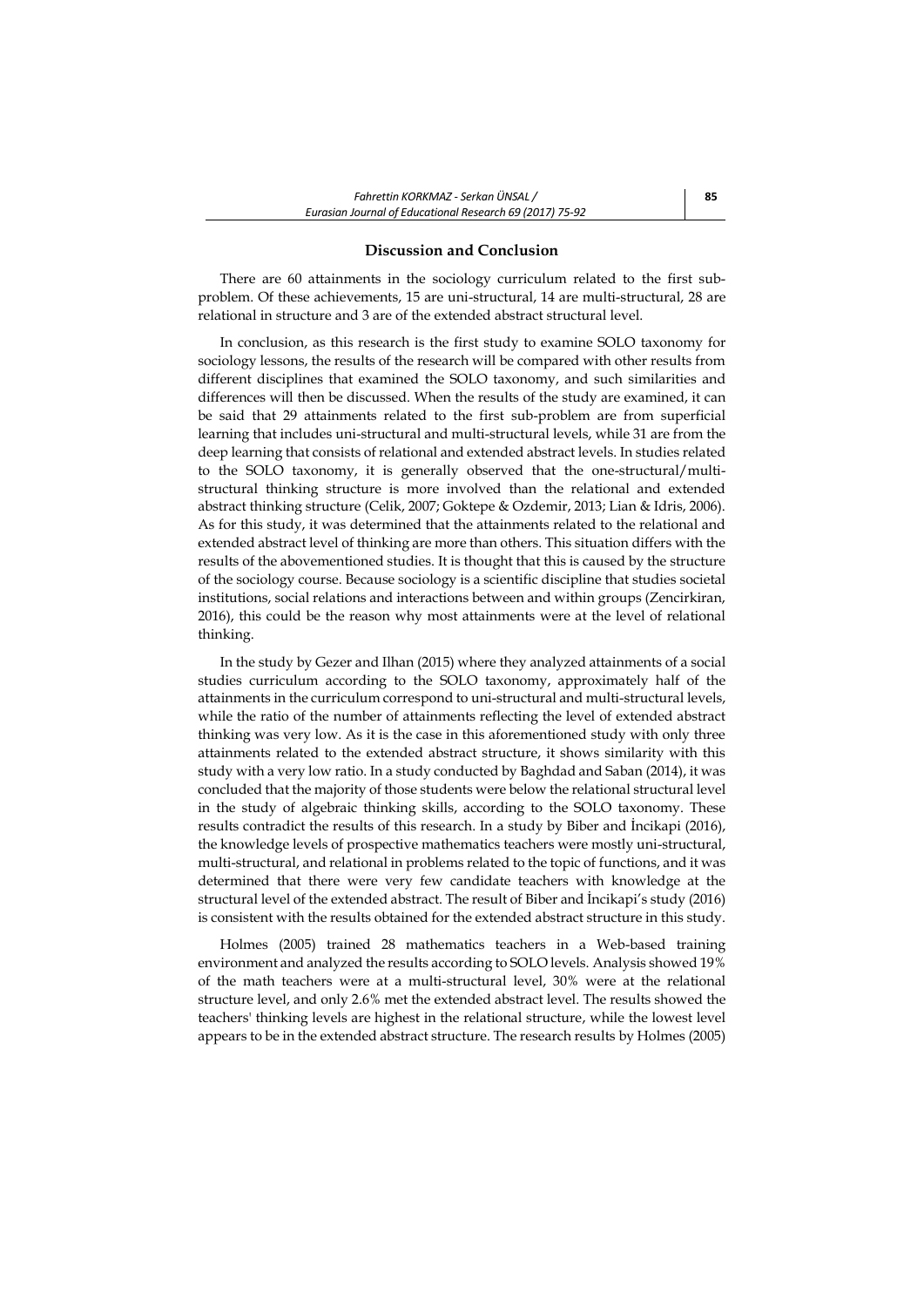## Discussion and Conclusion

There are 60 attainments in the sociology curriculum related to the first sub-problem. Of these achievements, 15 are uni-structural, 14 are multi-structural, 28 are relational in structure and 3 are of the extended abstract structural level.

In conclusion, as this research is the first study to examine SOLO taxonomy for sociology lessons, the results of the research will be compared with other results from different disciplines that examined the SOLO taxonomy, and such similarities and differences will then be discussed. When the results of the study are examined, it can be said that 29 attainments related to the first sub-problem are from superficial learning that includes uni-structural and multi-structural levels, while 31 are from the deep learning that consists of relational and extended abstract levels. In studies related to the SOLO taxonomy, it is generally observed that the one-structural/multi-structural thinking structure is more involved than the relational and extended abstract thinking structure (Celik, 2007; Goktepe & Ozdemir, 2013; Lian & Idris, 2006). As for this study, it was determined that the attainments related to the relational and extended abstract level of thinking are more than others. This situation differs with the results of the abovementioned studies. It is thought that this is caused by the structure of the sociology course. Because sociology is a scientific discipline that studies societal institutions, social relations and interactions between and within groups (Zencirkiran, 2016), this could be the reason why most attainments were at the level of relational thinking.

In the study by Gezer and Ilhan (2015) where they analyzed attainments of a social studies curriculum according to the SOLO taxonomy, approximately half of the attainments in the curriculum correspond to uni-structural and multi-structural levels, while the ratio of the number of attainments reflecting the level of extended abstract thinking was very low. As it is the case in this aforementioned study with only three attainments related to the extended abstract structure, it shows similarity with this study with a very low ratio. In a study conducted by Baghdad and Saban (2014), it was concluded that the majority of those students were below the relational structural level in the study of algebraic thinking skills, according to the SOLO taxonomy. These results contradict the results of this research. In a study by Biber and İncikapi (2016), the knowledge levels of prospective mathematics teachers were mostly uni-structural, multi-structural, and relational in problems related to the topic of functions, and it was determined that there were very few candidate teachers with knowledge at the structural level of the extended abstract. The result of Biber and İncikapi's study (2016) is consistent with the results obtained for the extended abstract structure in this study.

Holmes (2005) trained 28 mathematics teachers in a Web-based training environment and analyzed the results according to SOLO levels. Analysis showed 19% of the math teachers were at a multi-structural level, 30% were at the relational structure level, and only 2.6% met the extended abstract level. The results showed the teachers' thinking levels are highest in the relational structure, while the lowest level appears to be in the extended abstract structure. The research results by Holmes (2005)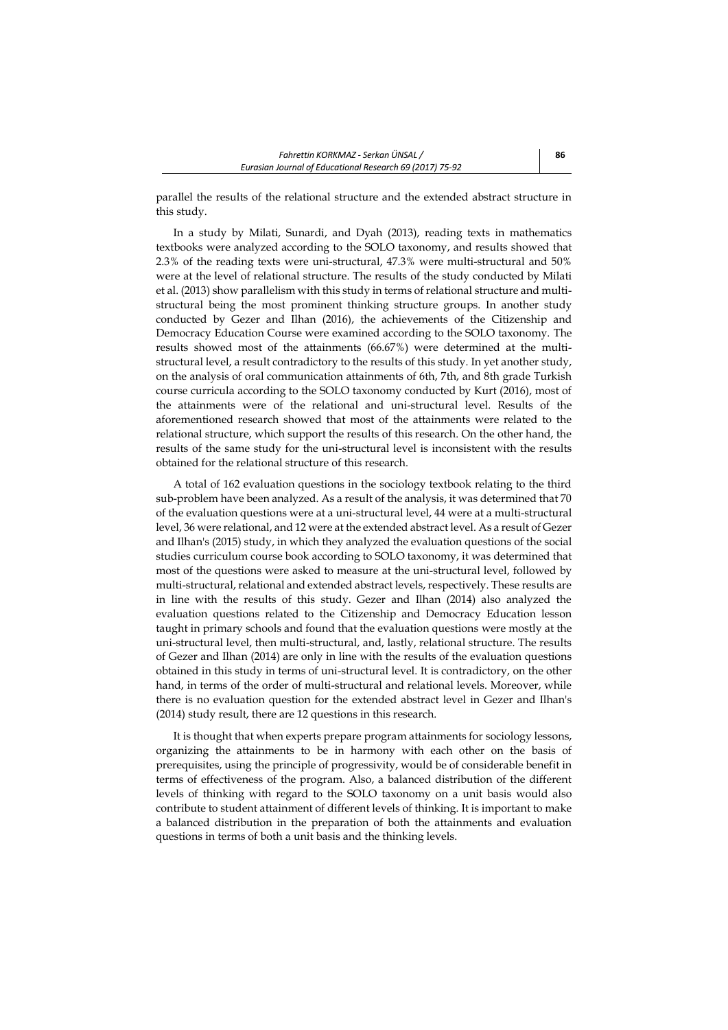parallel the results of the relational structure and the extended abstract structure in this study.

In a study by Milati, Sunardi, and Dyah (2013), reading texts in mathematics textbooks were analyzed according to the SOLO taxonomy, and results showed that 2.3% of the reading texts were uni-structural, 47.3% were multi-structural and 50% were at the level of relational structure. The results of the study conducted by Milati et al. (2013) show parallelism with this study in terms of relational structure and multi-structural being the most prominent thinking structure groups. In another study conducted by Gezer and Ilhan (2016), the achievements of the Citizenship and Democracy Education Course were examined according to the SOLO taxonomy. The results showed most of the attainments (66.67%) were determined at the multi-structural level, a result contradictory to the results of this study. In yet another study, on the analysis of oral communication attainments of 6th, 7th, and 8th grade Turkish course curricula according to the SOLO taxonomy conducted by Kurt (2016), most of the attainments were of the relational and uni-structural level. Results of the aforementioned research showed that most of the attainments were related to the relational structure, which support the results of this research. On the other hand, the results of the same study for the uni-structural level is inconsistent with the results obtained for the relational structure of this research.

A total of 162 evaluation questions in the sociology textbook relating to the third sub-problem have been analyzed. As a result of the analysis, it was determined that 70 of the evaluation questions were at a uni-structural level, 44 were at a multi-structural level, 36 were relational, and 12 were at the extended abstract level. As a result of Gezer and Ilhan's (2015) study, in which they analyzed the evaluation questions of the social studies curriculum course book according to SOLO taxonomy, it was determined that most of the questions were asked to measure at the uni-structural level, followed by multi-structural, relational and extended abstract levels, respectively. These results are in line with the results of this study. Gezer and Ilhan (2014) also analyzed the evaluation questions related to the Citizenship and Democracy Education lesson taught in primary schools and found that the evaluation questions were mostly at the uni-structural level, then multi-structural, and, lastly, relational structure. The results of Gezer and Ilhan (2014) are only in line with the results of the evaluation questions obtained in this study in terms of uni-structural level. It is contradictory, on the other hand, in terms of the order of multi-structural and relational levels. Moreover, while there is no evaluation question for the extended abstract level in Gezer and Ilhan's (2014) study result, there are 12 questions in this research.

It is thought that when experts prepare program attainments for sociology lessons, organizing the attainments to be in harmony with each other on the basis of prerequisites, using the principle of progressivity, would be of considerable benefit in terms of effectiveness of the program. Also, a balanced distribution of the different levels of thinking with regard to the SOLO taxonomy on a unit basis would also contribute to student attainment of different levels of thinking. It is important to make a balanced distribution in the preparation of both the attainments and evaluation questions in terms of both a unit basis and the thinking levels.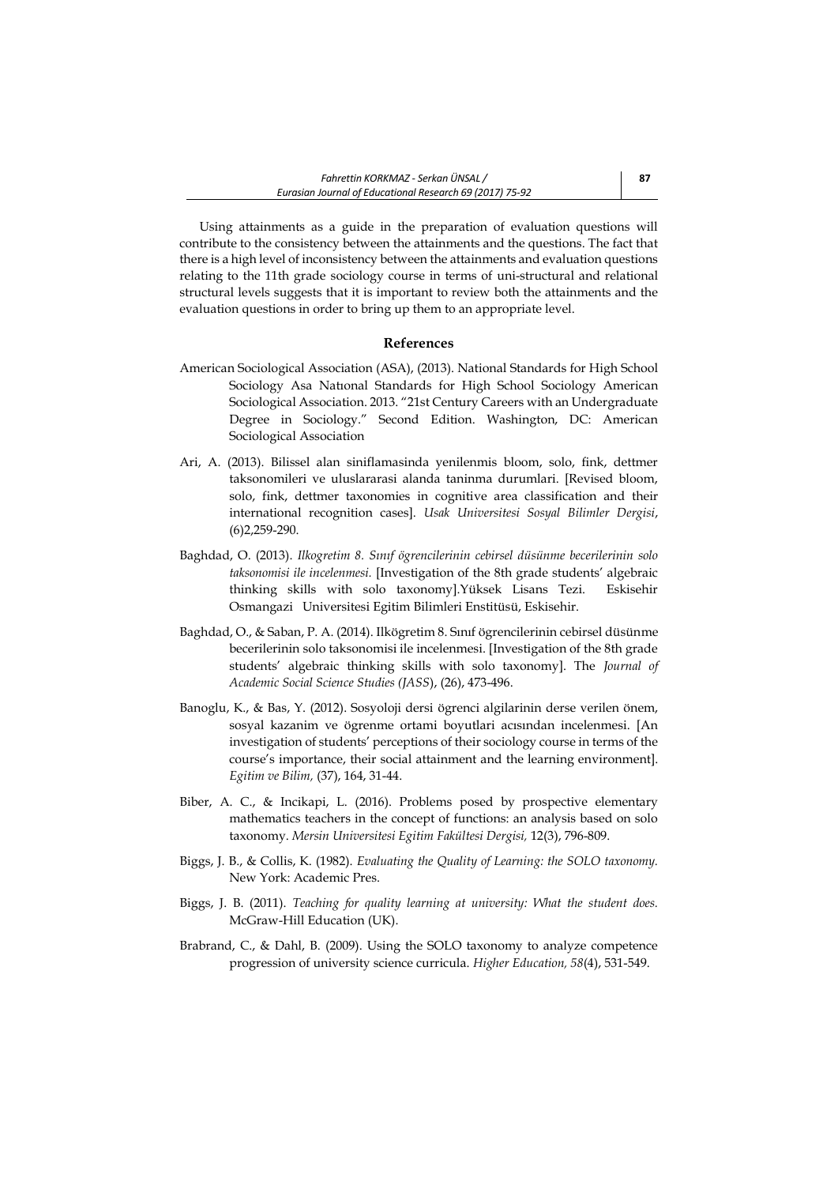Using attainments as a guide in the preparation of evaluation questions will contribute to the consistency between the attainments and the questions. The fact that there is a high level of inconsistency between the attainments and evaluation questions relating to the 11th grade sociology course in terms of uni-structural and relational structural levels suggests that it is important to review both the attainments and the evaluation questions in order to bring up them to an appropriate level.

## References

American Sociological Association (ASA), (2013). National Standards for High School Sociology Asa Natıonal Standards for High School Sociology American Sociological Association. 2013. "21st Century Careers with an Undergraduate Degree in Sociology." Second Edition. Washington, DC: American Sociological Association

Ari, A. (2013). Bilissel alan siniflamasinda yenilenmis bloom, solo, fink, dettmer taksonomileri ve uluslararasi alanda taninma durumlari. [Revised bloom, solo, fink, dettmer taxonomies in cognitive area classification and their international recognition cases]. *Usak Universitesi Sosyal Bilimler Dergisi*, (6)2,259-290.

Baghdad, O. (2013). *Ilkogretim 8. Sınıf ögrencilerinin cebirsel düsünme becerilerinin solo taksonomisi ile incelenmesi.* [Investigation of the 8th grade students' algebraic thinking skills with solo taxonomy].Yüksek Lisans Tezi. Eskisehir Osmangazi Universitesi Egitim Bilimleri Enstitüsü, Eskisehir.

Baghdad, O., & Saban, P. A. (2014). Ilkögretim 8. Sınıf ögrencilerinin cebirsel düsünme becerilerinin solo taksonomisi ile incelenmesi. [Investigation of the 8th grade students' algebraic thinking skills with solo taxonomy]. The *Journal of Academic Social Science Studies (JASS*), (26), 473-496.

Banoglu, K., & Bas, Y. (2012). Sosyoloji dersi ögrenci algilarinin derse verilen önem, sosyal kazanim ve ögrenme ortami boyutlari acısından incelenmesi. [An investigation of students' perceptions of their sociology course in terms of the course's importance, their social attainment and the learning environment]. *Egitim ve Bilim,* (37), 164, 31-44.

Biber, A. C., & Incikapi, L. (2016). Problems posed by prospective elementary mathematics teachers in the concept of functions: an analysis based on solo taxonomy. *Mersin Universitesi Egitim Fakültesi Dergisi,* 12(3), 796-809.

Biggs, J. B., & Collis, K. (1982). *Evaluating the Quality of Learning: the SOLO taxonomy.* New York: Academic Pres.

Biggs, J. B. (2011). *Teaching for quality learning at university: What the student does.* McGraw-Hill Education (UK).

Brabrand, C., & Dahl, B. (2009). Using the SOLO taxonomy to analyze competence progression of university science curricula. *Higher Education, 58*(4), 531-549.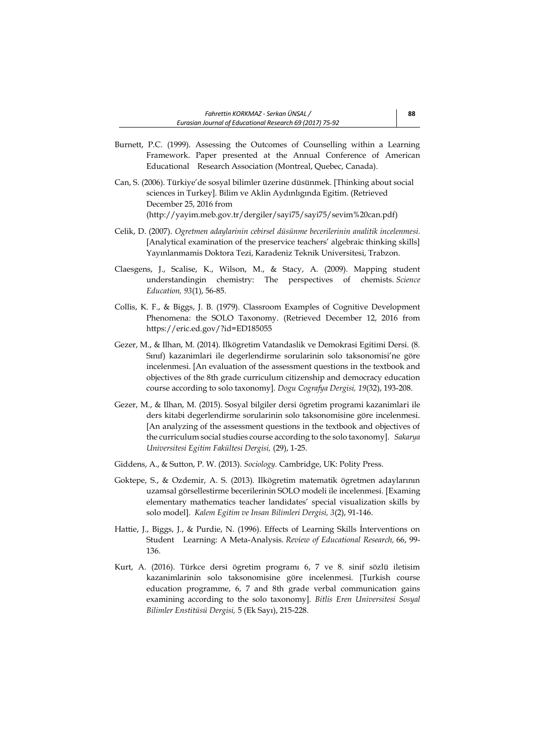Burnett, P.C. (1999). Assessing the Outcomes of Counselling within a Learning Framework. Paper presented at the Annual Conference of American Educational Research Association (Montreal, Quebec, Canada).

Can, S. (2006). Türkiye'de sosyal bilimler üzerine düsünmek. [Thinking about social sciences in Turkey]. Bilim ve Aklin Aydınlıgında Egitim. (Retrieved December 25, 2016 from (http://yayim.meb.gov.tr/dergiler/sayi75/sayi75/sevim%20can.pdf)

Celik, D. (2007). *Ogretmen adaylarinin cebirsel düsünme becerilerinin analitik incelenmesi.* [Analytical examination of the preservice teachers' algebraic thinking skills] Yayınlanmamis Doktora Tezi, Karadeniz Teknik Universitesi, Trabzon.

Claesgens, J., Scalise, K., Wilson, M., & Stacy, A. (2009). Mapping student understandingin chemistry: The perspectives of chemists. *Science Education, 93*(1), 56-85.

Collis, K. F., & Biggs, J. B. (1979). Classroom Examples of Cognitive Development Phenomena: the SOLO Taxonomy. (Retrieved December 12, 2016 from https://eric.ed.gov/?id=ED185055

Gezer, M., & Ilhan, M. (2014). Ilkögretim Vatandaslik ve Demokrasi Egitimi Dersi. (8. Sınıf) kazanimlari ile degerlendirme sorularinin solo taksonomisi'ne göre incelenmesi. [An evaluation of the assessment questions in the textbook and objectives of the 8th grade curriculum citizenship and democracy education course according to solo taxonomy]. *Dogu Cografya Dergisi, 19*(32), 193-208.

Gezer, M., & Ilhan, M. (2015). Sosyal bilgiler dersi ögretim programi kazanimlari ile ders kitabi degerlendirme sorularinin solo taksonomisine göre incelenmesi. [An analyzing of the assessment questions in the textbook and objectives of the curriculum social studies course according to the solo taxonomy]. *Sakarya Universitesi Egitim Fakültesi Dergisi,* (29), 1-25.

Giddens, A., & Sutton, P. W. (2013). *Sociology.* Cambridge, UK: Polity Press.

Goktepe, S., & Ozdemir, A. S. (2013). Ilkögretim matematik ögretmen adaylarının uzamsal görsellestirme becerilerinin SOLO modeli ile incelenmesi. [Examing elementary mathematics teacher landidates' special visualization skills by solo model]. *Kalem Egitim ve Insan Bilimleri Dergisi, 3*(2), 91-146.

Hattie, J., Biggs, J., & Purdie, N. (1996). Effects of Learning Skills İnterventions on Student Learning: A Meta-Analysis. *Review of Educational Research,* 66, 99-136.

Kurt, A. (2016). Türkce dersi ögretim programı 6, 7 ve 8. sinif sözlü iletisim kazanimlarinin solo taksonomisine göre incelenmesi. [Turkish course education programme, 6, 7 and 8th grade verbal communication gains examining according to the solo taxonomy]. *Bitlis Eren Universitesi Sosyal Bilimler Enstitüsü Dergisi,* 5 (Ek Sayı), 215-228.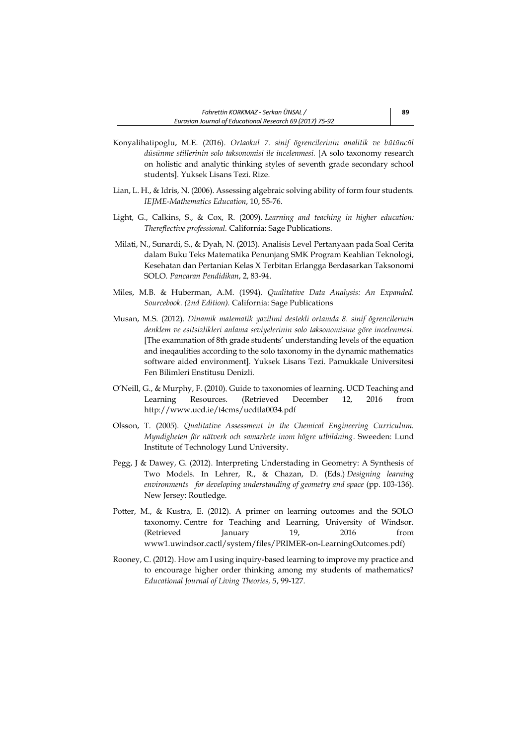Konyalihatipoglu, M.E. (2016). *Ortaokul 7. sinif ögrencilerinin analitik ve bütüncül düsünme stillerinin solo taksonomisi ile incelenmesi.* [A solo taxonomy research on holistic and analytic thinking styles of seventh grade secondary school students]. Yuksek Lisans Tezi. Rize.

Lian, L. H., & Idris, N. (2006). Assessing algebraic solving ability of form four students. *IEJME-Mathematics Education*, 10, 55-76.

Light, G., Calkins, S., & Cox, R. (2009). *Learning and teaching in higher education: Thereflective professional.* California: Sage Publications.

Milati, N., Sunardi, S., & Dyah, N. (2013). Analisis Level Pertanyaan pada Soal Cerita dalam Buku Teks Matematika Penunjang SMK Program Keahlian Teknologi, Kesehatan dan Pertanian Kelas X Terbitan Erlangga Berdasarkan Taksonomi SOLO. *Pancaran Pendidikan*, 2, 83-94.

Miles, M.B. & Huberman, A.M. (1994). *Qualitative Data Analysis: An Expanded. Sourcebook. (2nd Edition).* California: Sage Publications

Musan, M.S. (2012). *Dinamik matematik yazilimi destekli ortamda 8. sinif ögrencilerinin denklem ve esitsizlikleri anlama seviyelerinin solo taksonomisine göre incelenmesi*. [The examınation of 8th grade students' understanding levels of the equation and ineqaulities according to the solo taxonomy in the dynamic mathematics software aided environment]. Yuksek Lisans Tezi. Pamukkale Universitesi Fen Bilimleri Enstitusu Denizli.

O'Neill, G., & Murphy, F. (2010). Guide to taxonomies of learning. UCD Teaching and Learning Resources. (Retrieved December 12, 2016 from http://www.ucd.ie/t4cms/ucdtla0034.pdf

Olsson, T. (2005). *Qualitative Assessment in the Chemical Engineering Curriculum. Myndigheten för nätverk och samarbete inom högre utbildning*. Sweeden: Lund Institute of Technology Lund University.

Pegg, J & Dawey, G. (2012). Interpreting Understading in Geometry: A Synthesis of Two Models. In Lehrer, R., & Chazan, D. (Eds.) *Designing learning environments for developing understanding of geometry and space* (pp. 103-136). New Jersey: Routledge.

Potter, M., & Kustra, E. (2012). A primer on learning outcomes and the SOLO taxonomy. Centre for Teaching and Learning, University of Windsor. (Retrieved January 19, 2016 from www1.uwindsor.cactl/system/files/PRIMER-on-LearningOutcomes.pdf)

Rooney, C. (2012). How am I using inquiry-based learning to improve my practice and to encourage higher order thinking among my students of mathematics? *Educational Journal of Living Theories, 5*, 99-127.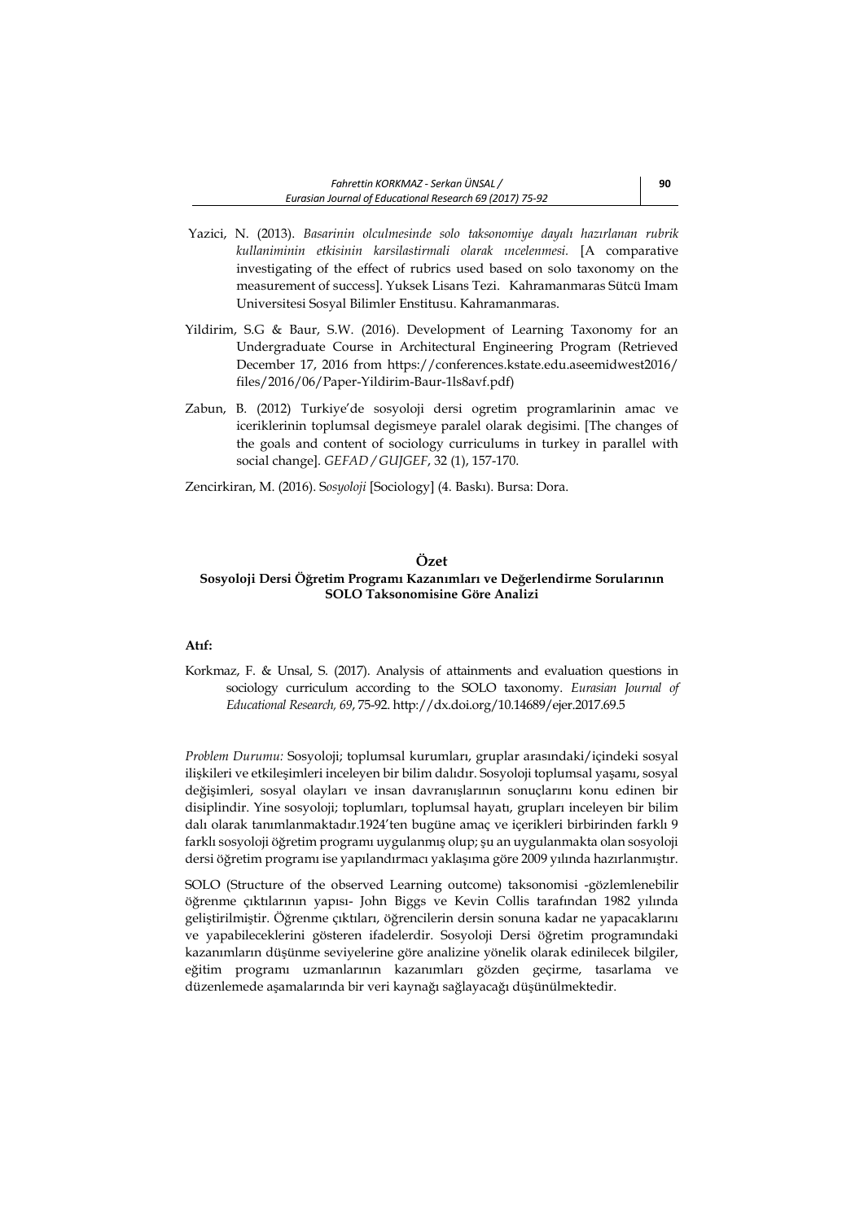Yazici, N. (2013). *Basarinin olculmesinde solo taksonomiye dayalı hazırlanan rubrik kullaniminin etkisinin karsilastirmali olarak ıncelenmesi.* [A comparative investigating of the effect of rubrics used based on solo taxonomy on the measurement of success]. Yuksek Lisans Tezi. Kahramanmaras Sütcü Imam Universitesi Sosyal Bilimler Enstitusu. Kahramanmaras.

Yildirim, S.G & Baur, S.W. (2016). Development of Learning Taxonomy for an Undergraduate Course in Architectural Engineering Program (Retrieved December 17, 2016 from https://conferences.kstate.edu.aseemidwest2016/files/2016/06/Paper-Yildirim-Baur-1ls8avf.pdf)

Zabun, B. (2012) Turkiye'de sosyoloji dersi ogretim programlarinin amac ve iceriklerinin toplumsal degismeye paralel olarak degisimi. [The changes of the goals and content of sociology curriculums in turkey in parallel with social change]. *GEFAD / GUJGEF*, 32 (1), 157-170.

Zencirkiran, M. (2016). S*osyoloji* [Sociology] (4. Baskı). Bursa: Dora.

## Özet

### Sosyoloji Dersi Öğretim Programı Kazanımları ve Değerlendirme Sorularının SOLO Taksonomisine Göre Analizi

**Atıf:**

Korkmaz, F. & Unsal, S. (2017). Analysis of attainments and evaluation questions in sociology curriculum according to the SOLO taxonomy. *Eurasian Journal of Educational Research, 69*, 75-92. http://dx.doi.org/10.14689/ejer.2017.69.5

*Problem Durumu:* Sosyoloji; toplumsal kurumları, gruplar arasındaki/içindeki sosyal ilişkileri ve etkileşimleri inceleyen bir bilim dalıdır. Sosyoloji toplumsal yaşamı, sosyal değişimleri, sosyal olayları ve insan davranışlarının sonuçlarını konu edinen bir disiplindir. Yine sosyoloji; toplumları, toplumsal hayatı, grupları inceleyen bir bilim dalı olarak tanımlanmaktadır.1924'ten bugüne amaç ve içerikleri birbirinden farklı 9 farklı sosyoloji öğretim programı uygulanmış olup; şu an uygulanmakta olan sosyoloji dersi öğretim programı ise yapılandırmacı yaklaşıma göre 2009 yılında hazırlanmıştır.

SOLO (Structure of the observed Learning outcome) taksonomisi -gözlemlenebilir öğrenme çıktılarının yapısı- John Biggs ve Kevin Collis tarafından 1982 yılında geliştirilmiştir. Öğrenme çıktıları, öğrencilerin dersin sonuna kadar ne yapacaklarını ve yapabileceklerini gösteren ifadelerdir. Sosyoloji Dersi öğretim programındaki kazanımların düşünme seviyelerine göre analizine yönelik olarak edinilecek bilgiler, eğitim programı uzmanlarının kazanımları gözden geçirme, tasarlama ve düzenlemede aşamalarında bir veri kaynağı sağlayacağı düşünülmektedir.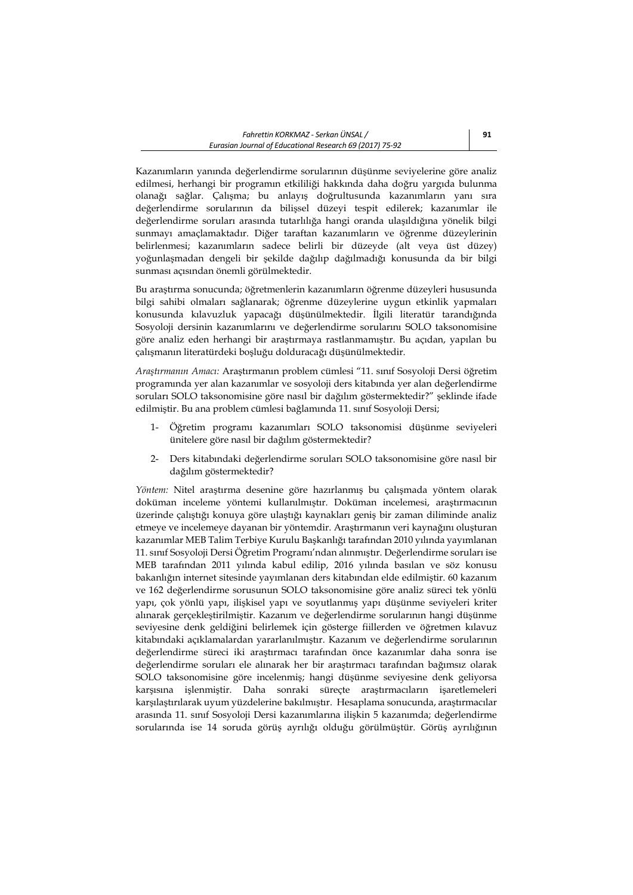Kazanımların yanında değerlendirme sorularının düşünme seviyelerine göre analiz edilmesi, herhangi bir programın etkililiği hakkında daha doğru yargıda bulunma olanağı sağlar. Çalışma; bu anlayış doğrultusunda kazanımların yanı sıra değerlendirme sorularının da bilişsel düzeyi tespit edilerek; kazanımlar ile değerlendirme soruları arasında tutarlılığa hangi oranda ulaşıldığına yönelik bilgi sunmayı amaçlamaktadır. Diğer taraftan kazanımların ve öğrenme düzeylerinin belirlenmesi; kazanımların sadece belirli bir düzeyde (alt veya üst düzey) yoğunlaşmadan dengeli bir şekilde dağılıp dağılmadığı konusunda da bir bilgi sunması açısından önemli görülmektedir.

Bu araştırma sonucunda; öğretmenlerin kazanımların öğrenme düzeyleri hususunda bilgi sahibi olmaları sağlanarak; öğrenme düzeylerine uygun etkinlik yapmaları konusunda kılavuzluk yapacağı düşünülmektedir. İlgili literatür tarandığında Sosyoloji dersinin kazanımlarını ve değerlendirme sorularını SOLO taksonomisine göre analiz eden herhangi bir araştırmaya rastlanmamıştır. Bu açıdan, yapılan bu çalışmanın literatürdeki boşluğu dolduracağı düşünülmektedir.

*Araştırmanın Amacı:* Araştırmanın problem cümlesi "11. sınıf Sosyoloji Dersi öğretim programında yer alan kazanımlar ve sosyoloji ders kitabında yer alan değerlendirme soruları SOLO taksonomisine göre nasıl bir dağılım göstermektedir?" şeklinde ifade edilmiştir. Bu ana problem cümlesi bağlamında 11. sınıf Sosyoloji Dersi;

1- Öğretim programı kazanımları SOLO taksonomisi düşünme seviyeleri ünitelere göre nasıl bir dağılım göstermektedir?

2- Ders kitabındaki değerlendirme soruları SOLO taksonomisine göre nasıl bir dağılım göstermektedir?

*Yöntem:* Nitel araştırma desenine göre hazırlanmış bu çalışmada yöntem olarak doküman inceleme yöntemi kullanılmıştır. Doküman incelemesi, araştırmacının üzerinde çalıştığı konuya göre ulaştığı kaynakları geniş bir zaman diliminde analiz etmeye ve incelemeye dayanan bir yöntemdir. Araştırmanın veri kaynağını oluşturan kazanımlar MEB Talim Terbiye Kurulu Başkanlığı tarafından 2010 yılında yayımlanan 11. sınıf Sosyoloji Dersi Öğretim Programı'ndan alınmıştır. Değerlendirme soruları ise MEB tarafından 2011 yılında kabul edilip, 2016 yılında basılan ve söz konusu bakanlığın internet sitesinde yayımlanan ders kitabından elde edilmiştir. 60 kazanım ve 162 değerlendirme sorusunun SOLO taksonomisine göre analiz süreci tek yönlü yapı, çok yönlü yapı, ilişkisel yapı ve soyutlanmış yapı düşünme seviyeleri kriter alınarak gerçekleştirilmiştir. Kazanım ve değerlendirme sorularının hangi düşünme seviyesine denk geldiğini belirlemek için gösterge fiillerden ve öğretmen kılavuz kitabındaki açıklamalardan yararlanılmıştır. Kazanım ve değerlendirme sorularının değerlendirme süreci iki araştırmacı tarafından önce kazanımlar daha sonra ise değerlendirme soruları ele alınarak her bir araştırmacı tarafından bağımsız olarak SOLO taksonomisine göre incelenmiş; hangi düşünme seviyesine denk geliyorsa karşısına işlenmiştir. Daha sonraki süreçte araştırmacıların işaretlemeleri karşılaştırılarak uyum yüzdelerine bakılmıştır. Hesaplama sonucunda, araştırmacılar arasında 11. sınıf Sosyoloji Dersi kazanımlarına ilişkin 5 kazanımda; değerlendirme sorularında ise 14 soruda görüş ayrılığı olduğu görülmüştür. Görüş ayrılığının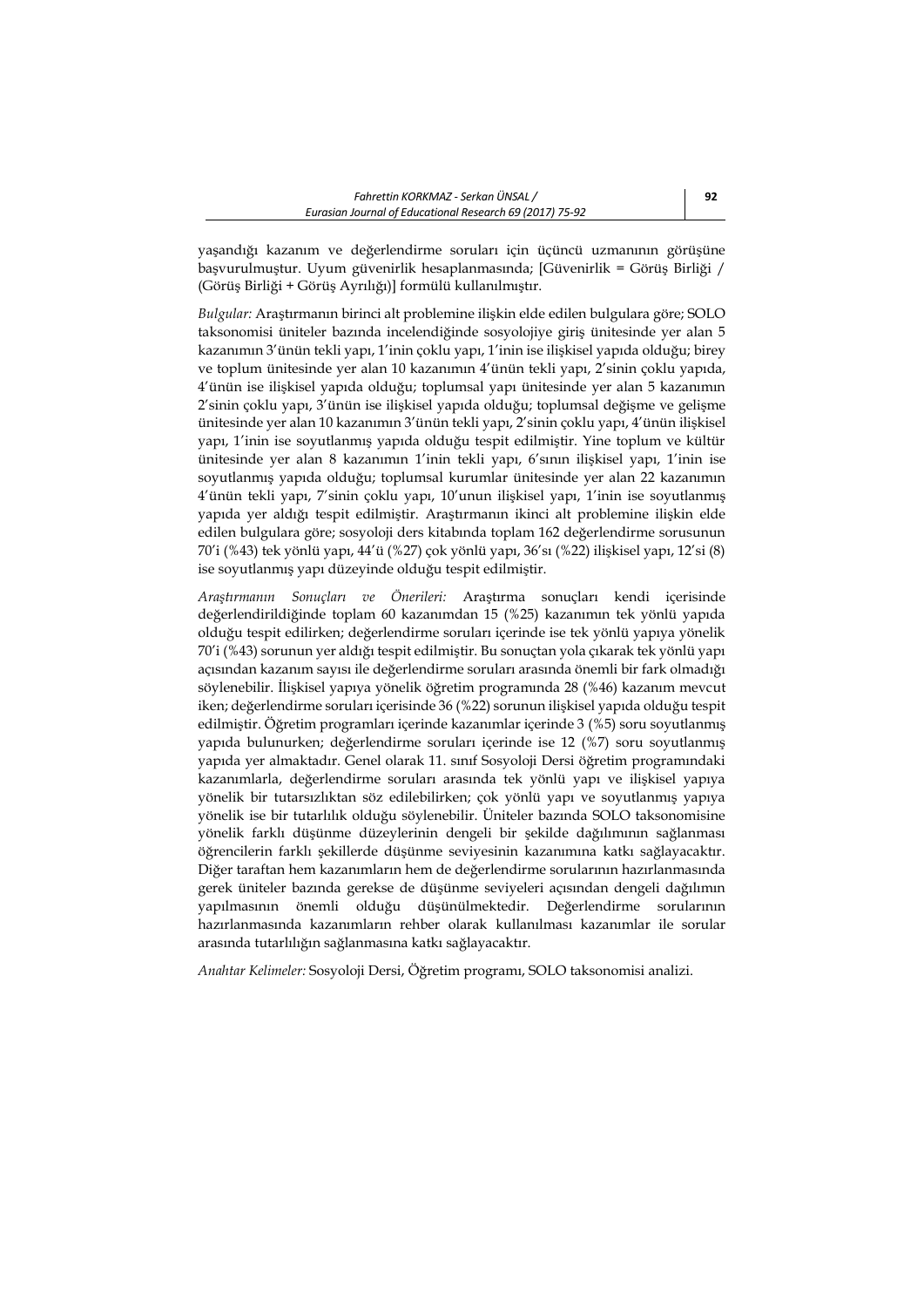yaşandığı kazanım ve değerlendirme soruları için üçüncü uzmanının görüşüne başvurulmuştur. Uyum güvenirlik hesaplanmasında; [Güvenirlik = Görüş Birliği / (Görüş Birliği + Görüş Ayrılığı)] formülü kullanılmıştır.

*Bulgular:* Araştırmanın birinci alt problemine ilişkin elde edilen bulgulara göre; SOLO taksonomisi üniteler bazında incelendiğinde sosyolojiye giriş ünitesinde yer alan 5 kazanımın 3'ünün tekli yapı, 1'inin çoklu yapı, 1'inin ise ilişkisel yapıda olduğu; birey ve toplum ünitesinde yer alan 10 kazanımın 4'ünün tekli yapı, 2'sinin çoklu yapıda, 4'ünün ise ilişkisel yapıda olduğu; toplumsal yapı ünitesinde yer alan 5 kazanımın 2'sinin çoklu yapı, 3'ünün ise ilişkisel yapıda olduğu; toplumsal değişme ve gelişme ünitesinde yer alan 10 kazanımın 3'ünün tekli yapı, 2'sinin çoklu yapı, 4'ünün ilişkisel yapı, 1'inin ise soyutlanmış yapıda olduğu tespit edilmiştir. Yine toplum ve kültür ünitesinde yer alan 8 kazanımın 1'inin tekli yapı, 6'sının ilişkisel yapı, 1'inin ise soyutlanmış yapıda olduğu; toplumsal kurumlar ünitesinde yer alan 22 kazanımın 4'ünün tekli yapı, 7'sinin çoklu yapı, 10'unun ilişkisel yapı, 1'inin ise soyutlanmış yapıda yer aldığı tespit edilmiştir. Araştırmanın ikinci alt problemine ilişkin elde edilen bulgulara göre; sosyoloji ders kitabında toplam 162 değerlendirme sorusunun 70'i (%43) tek yönlü yapı, 44'ü (%27) çok yönlü yapı, 36'sı (%22) ilişkisel yapı, 12'si (8) ise soyutlanmış yapı düzeyinde olduğu tespit edilmiştir.

*Araştırmanın Sonuçları ve Önerileri:* Araştırma sonuçları kendi içerisinde değerlendirildiğinde toplam 60 kazanımdan 15 (%25) kazanımın tek yönlü yapıda olduğu tespit edilirken; değerlendirme soruları içerinde ise tek yönlü yapıya yönelik 70'i (%43) sorunun yer aldığı tespit edilmiştir. Bu sonuçtan yola çıkarak tek yönlü yapı açısından kazanım sayısı ile değerlendirme soruları arasında önemli bir fark olmadığı söylenebilir. İlişkisel yapıya yönelik öğretim programında 28 (%46) kazanım mevcut iken; değerlendirme soruları içerisinde 36 (%22) sorunun ilişkisel yapıda olduğu tespit edilmiştir. Öğretim programları içerinde kazanımlar içerinde 3 (%5) soru soyutlanmış yapıda bulunurken; değerlendirme soruları içerinde ise 12 (%7) soru soyutlanmış yapıda yer almaktadır. Genel olarak 11. sınıf Sosyoloji Dersi öğretim programındaki kazanımlarla, değerlendirme soruları arasında tek yönlü yapı ve ilişkisel yapıya yönelik bir tutarsızlıktan söz edilebilirken; çok yönlü yapı ve soyutlanmış yapıya yönelik ise bir tutarlılık olduğu söylenebilir. Üniteler bazında SOLO taksonomisine yönelik farklı düşünme düzeylerinin dengeli bir şekilde dağılımının sağlanması öğrencilerin farklı şekillerde düşünme seviyesinin kazanımına katkı sağlayacaktır. Diğer taraftan hem kazanımların hem de değerlendirme sorularının hazırlanmasında gerek üniteler bazında gerekse de düşünme seviyeleri açısından dengeli dağılımın yapılmasının önemli olduğu düşünülmektedir. Değerlendirme sorularının hazırlanmasında kazanımların rehber olarak kullanılması kazanımlar ile sorular arasında tutarlılığın sağlanmasına katkı sağlayacaktır.

*Anahtar Kelimeler:* Sosyoloji Dersi, Öğretim programı, SOLO taksonomisi analizi.